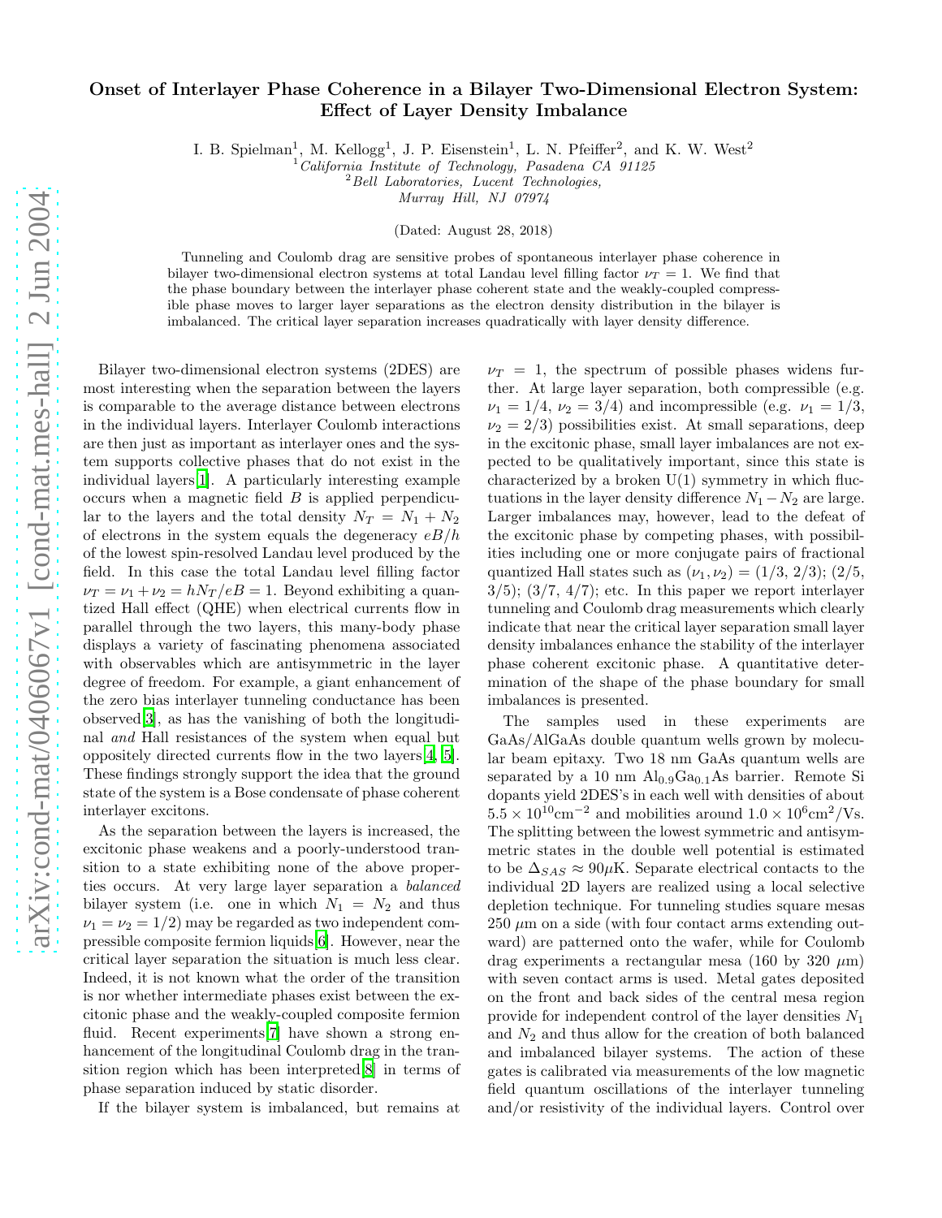# Onset of Interlayer Phase Coherence in a Bilayer Two-Dimensional Electron System: Effect of Layer Density Imbalance

I. B. Spielman[1], M. Kellogg[1], J. P. Eisenstein[1], L. N. Pfeiffer[2], and K. W. West[2]

[1]*California Institute of Technology, Pasadena CA 91125*
[2]*Bell Laboratories, Lucent Technologies, Murray Hill, NJ 07974*

(Dated: August 28, 2018)

Tunneling and Coulomb drag are sensitive probes of spontaneous interlayer phase coherence in bilayer two-dimensional electron systems at total Landau level filling factor $\nu_T = 1$. We find that the phase boundary between the interlayer phase coherent state and the weakly-coupled compressible phase moves to larger layer separations as the electron density distribution in the bilayer is imbalanced. The critical layer separation increases quadratically with layer density difference.

Bilayer two-dimensional electron systems (2DES) are most interesting when the separation between the layers is comparable to the average distance between electrons in the individual layers. Interlayer Coulomb interactions are then just as important as interlayer ones and the system supports collective phases that do not exist in the individual layers[1]. A particularly interesting example occurs when a magnetic field $B$ is applied perpendicular to the layers and the total density $N_T = N_1 + N_2$ of electrons in the system equals the degeneracy $eB/h$ of the lowest spin-resolved Landau level produced by the field. In this case the total Landau level filling factor $\nu_T = \nu_1 + \nu_2 = hN_T/eB = 1$. Beyond exhibiting a quantized Hall effect (QHE) when electrical currents flow in parallel through the two layers, this many-body phase displays a variety of fascinating phenomena associated with observables which are antisymmetric in the layer degree of freedom. For example, a giant enhancement of the zero bias interlayer tunneling conductance has been observed[3], as has the vanishing of both the longitudinal *and* Hall resistances of the system when equal but oppositely directed currents flow in the two layers[4, 5]. These findings strongly support the idea that the ground state of the system is a Bose condensate of phase coherent interlayer excitons.

As the separation between the layers is increased, the excitonic phase weakens and a poorly-understood transition to a state exhibiting none of the above properties occurs. At very large layer separation a *balanced* bilayer system (i.e. one in which $N_1 = N_2$ and thus $\nu_1 = \nu_2 = 1/2$) may be regarded as two independent compressible composite fermion liquids[6]. However, near the critical layer separation the situation is much less clear. Indeed, it is not known what the order of the transition is nor whether intermediate phases exist between the excitonic phase and the weakly-coupled composite fermion fluid. Recent experiments[7] have shown a strong enhancement of the longitudinal Coulomb drag in the transition region which has been interpreted[8] in terms of phase separation induced by static disorder.

If the bilayer system is imbalanced, but remains at $\nu_T = 1$, the spectrum of possible phases widens further. At large layer separation, both compressible (e.g. $\nu_1 = 1/4$, $\nu_2 = 3/4$) and incompressible (e.g. $\nu_1 = 1/3$, $\nu_2 = 2/3$) possibilities exist. At small separations, deep in the excitonic phase, small layer imbalances are not expected to be qualitatively important, since this state is characterized by a broken U(1) symmetry in which fluctuations in the layer density difference $N_1 - N_2$ are large. Larger imbalances may, however, lead to the defeat of the excitonic phase by competing phases, with possibilities including one or more conjugate pairs of fractional quantized Hall states such as $(\nu_1, \nu_2) = (1/3, 2/3)$; (2/5, 3/5); (3/7, 4/7); etc. In this paper we report interlayer tunneling and Coulomb drag measurements which clearly indicate that near the critical layer separation small layer density imbalances enhance the stability of the interlayer phase coherent excitonic phase. A quantitative determination of the shape of the phase boundary for small imbalances is presented.

The samples used in these experiments are GaAs/AlGaAs double quantum wells grown by molecular beam epitaxy. Two 18 nm GaAs quantum wells are separated by a 10 nm $Al_{0.9}Ga_{0.1}As$ barrier. Remote Si dopants yield 2DES's in each well with densities of about $5.5 \times 10^{10}\text{cm}^{-2}$ and mobilities around $1.0 \times 10^6\text{cm}^2/\text{Vs}$. The splitting between the lowest symmetric and antisymmetric states in the double well potential is estimated to be $\Delta_{SAS} \approx 90\mu\text{K}$. Separate electrical contacts to the individual 2D layers are realized using a local selective depletion technique. For tunneling studies square mesas 250 $\mu$m on a side (with four contact arms extending outward) are patterned onto the wafer, while for Coulomb drag experiments a rectangular mesa (160 by 320 $\mu$m) with seven contact arms is used. Metal gates deposited on the front and back sides of the central mesa region provide for independent control of the layer densities $N_1$ and $N_2$ and thus allow for the creation of both balanced and imbalanced bilayer systems. The action of these gates is calibrated via measurements of the low magnetic field quantum oscillations of the interlayer tunneling and/or resistivity of the individual layers. Control over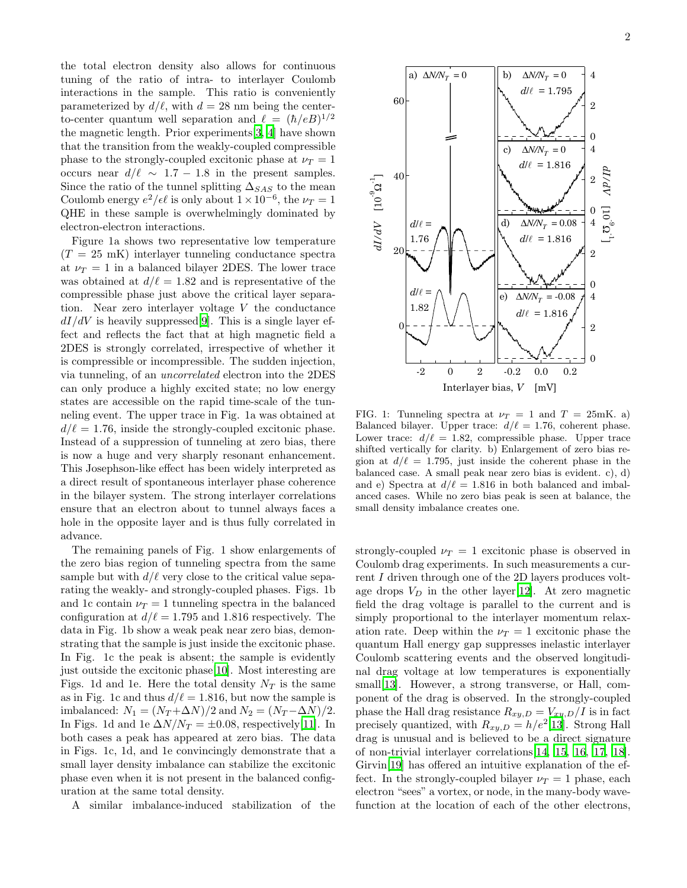the total electron density also allows for continuous tuning of the ratio of intra- to interlayer Coulomb interactions in the sample. This ratio is conveniently parameterized by $d/\ell$, with $d = 28$ nm being the center-to-center quantum well separation and $\ell = (\hbar/eB)^{1/2}$ the magnetic length. Prior experiments[3, 4] have shown that the transition from the weakly-coupled compressible phase to the strongly-coupled excitonic phase at $\nu_T = 1$ occurs near $d/\ell \sim 1.7-1.8$ in the present samples. Since the ratio of the tunnel splitting $\Delta_{SAS}$ to the mean Coulomb energy $e^2/\epsilon\ell$ is only about $1\times10^{-6}$, the $\nu_T = 1$ QHE in these sample is overwhelmingly dominated by electron-electron interactions.

Figure 1a shows two representative low temperature ($T = 25$ mK) interlayer tunneling conductance spectra at $\nu_T = 1$ in a balanced bilayer 2DES. The lower trace was obtained at $d/\ell = 1.82$ and is representative of the compressible phase just above the critical layer separation. Near zero interlayer voltage $V$ the conductance $dI/dV$ is heavily suppressed[9]. This is a single layer effect and reflects the fact that at high magnetic field a 2DES is strongly correlated, irrespective of whether it is compressible or incompressible. The sudden injection, via tunneling, of an *uncorrelated* electron into the 2DES can only produce a highly excited state; no low energy states are accessible on the rapid time-scale of the tunneling event. The upper trace in Fig. 1a was obtained at $d/\ell = 1.76$, inside the strongly-coupled excitonic phase. Instead of a suppression of tunneling at zero bias, there is now a huge and very sharply resonant enhancement. This Josephson-like effect has been widely interpreted as a direct result of spontaneous interlayer phase coherence in the bilayer system. The strong interlayer correlations ensure that an electron about to tunnel always faces a hole in the opposite layer and is thus fully correlated in advance.

The remaining panels of Fig. 1 show enlargements of the zero bias region of tunneling spectra from the same sample but with $d/\ell$ very close to the critical value separating the weakly- and strongly-coupled phases. Figs. 1b and 1c contain $\nu_T = 1$ tunneling spectra in the balanced configuration at $d/\ell = 1.795$ and 1.816 respectively. The data in Fig. 1b show a weak peak near zero bias, demonstrating that the sample is just inside the excitonic phase. In Fig. 1c the peak is absent; the sample is evidently just outside the excitonic phase[10]. Most interesting are Figs. 1d and 1e. Here the total density $N_T$ is the same as in Fig. 1c and thus $d/\ell = 1.816$, but now the sample is imbalanced: $N_1 = (N_T + \Delta N)/2$ and $N_2 = (N_T - \Delta N)/2$. In Figs. 1d and 1e $\Delta N/N_T = \pm 0.08$, respectively[11]. In both cases a peak has appeared at zero bias. The data in Figs. 1c, 1d, and 1e convincingly demonstrate that a small layer density imbalance can stabilize the excitonic phase even when it is not present in the balanced configuration at the same total density.

A similar imbalance-induced stabilization of the strongly-coupled $\nu_T = 1$ excitonic phase is observed in Coulomb drag experiments. In such measurements a current $I$ driven through one of the 2D layers produces voltage drops $V_D$ in the other layer[12]. At zero magnetic field the drag voltage is parallel to the current and is simply proportional to the interlayer momentum relaxation rate. Deep within the $\nu_T = 1$ excitonic phase the quantum Hall energy gap suppresses inelastic interlayer Coulomb scattering events and the observed longitudinal drag voltage at low temperatures is exponentially small[13]. However, a strong transverse, or Hall, component of the drag is observed. In the strongly-coupled phase the Hall drag resistance $R_{xy,D} = V_{xy,D}/I$ is in fact precisely quantized, with $R_{xy,D} = h/e^2$[13]. Strong Hall drag is unusual and is believed to be a direct signature of non-trivial interlayer correlations[14, 15, 16, 17, 18]. Girvin[19] has offered an intuitive explanation of the effect. In the strongly-coupled bilayer $\nu_T = 1$ phase, each electron "sees" a vortex, or node, in the many-body wavefunction at the location of each of the other electrons,

FIG. 1: Tunneling spectra at $\nu_T = 1$ and $T = 25$mK. a) Balanced bilayer. Upper trace: $d/\ell = 1.76$, coherent phase. Lower trace: $d/\ell = 1.82$, compressible phase. Upper trace shifted vertically for clarity. b) Enlargement of zero bias region at $d/\ell = 1.795$, just inside the coherent phase in the balanced case. A small peak near zero bias is evident. c), d) and e) Spectra at $d/\ell = 1.816$ in both balanced and imbalanced cases. While no zero bias peak is seen at balance, the small density imbalance creates one.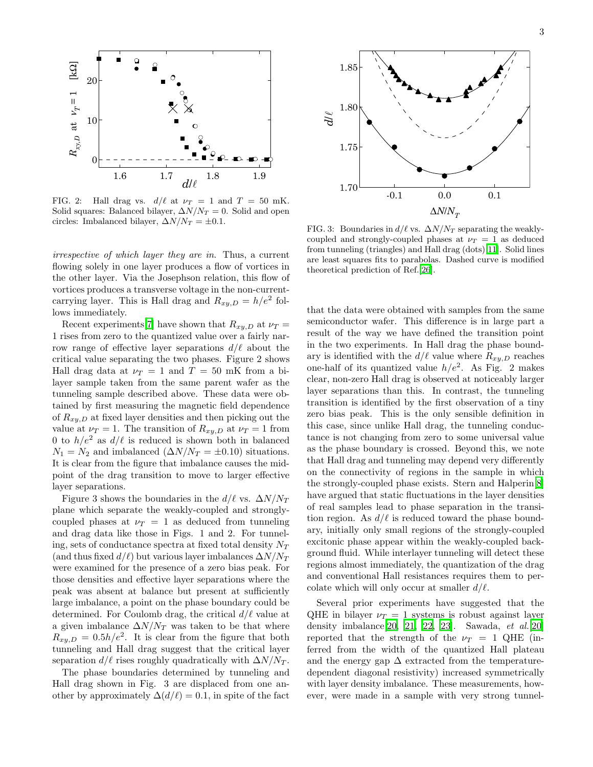FIG. 2: Hall drag vs. $d/\ell$ at $\nu_T = 1$ and $T = 50$ mK. Solid squares: Balanced bilayer, $\Delta N/N_T = 0$. Solid and open circles: Imbalanced bilayer, $\Delta N/N_T = \pm 0.1$.

*irrespective of which layer they are in.* Thus, a current flowing solely in one layer produces a flow of vortices in the other layer. Via the Josephson relation, this flow of vortices produces a transverse voltage in the non-current-carrying layer. This is Hall drag and $R_{xy,D} = h/e^2$ follows immediately.

Recent experiments[7] have shown that $R_{xy,D}$ at $\nu_T = 1$ rises from zero to the quantized value over a fairly narrow range of effective layer separations $d/\ell$ about the critical value separating the two phases. Figure 2 shows Hall drag data at $\nu_T = 1$ and $T = 50$ mK from a bilayer sample taken from the same parent wafer as the tunneling sample described above. These data were obtained by first measuring the magnetic field dependence of $R_{xy,D}$ at fixed layer densities and then picking out the value at $\nu_T = 1$. The transition of $R_{xy,D}$ at $\nu_T = 1$ from 0 to $h/e^2$ as $d/\ell$ is reduced is shown both in balanced $N_1 = N_2$ and imbalanced ($\Delta N/N_T = \pm 0.10$) situations. It is clear from the figure that imbalance causes the midpoint of the drag transition to move to larger effective layer separations.

Figure 3 shows the boundaries in the $d/\ell$ vs. $\Delta N/N_T$ plane which separate the weakly-coupled and strongly-coupled phases at $\nu_T = 1$ as deduced from tunneling and drag data like those in Figs. 1 and 2. For tunneling, sets of conductance spectra at fixed total density $N_T$ (and thus fixed $d/\ell$) but various layer imbalances $\Delta N/N_T$ were examined for the presence of a zero bias peak. For those densities and effective layer separations where the peak was absent at balance but present at sufficiently large imbalance, a point on the phase boundary could be determined. For Coulomb drag, the critical $d/\ell$ value at a given imbalance $\Delta N/N_T$ was taken to be that where $R_{xy,D} = 0.5h/e^2$. It is clear from the figure that both tunneling and Hall drag suggest that the critical layer separation $d/\ell$ rises roughly quadratically with $\Delta N/N_T$.

The phase boundaries determined by tunneling and Hall drag shown in Fig. 3 are displaced from one another by approximately $\Delta(d/\ell) = 0.1$, in spite of the fact that the data were obtained with samples from the same semiconductor wafer. This difference is in large part a result of the way we have defined the transition point in the two experiments. In Hall drag the phase boundary is identified with the $d/\ell$ value where $R_{xy,D}$ reaches one-half of its quantized value $h/e^2$. As Fig. 2 makes clear, non-zero Hall drag is observed at noticeably larger layer separations than this. In contrast, the tunneling transition is identified by the first observation of a tiny zero bias peak. This is the only sensible definition in this case, since unlike Hall drag, the tunneling conductance is not changing from zero to some universal value as the phase boundary is crossed. Beyond this, we note that Hall drag and tunneling may depend very differently on the connectivity of regions in the sample in which the strongly-coupled phase exists. Stern and Halperin[8] have argued that static fluctuations in the layer densities of real samples lead to phase separation in the transition region. As $d/\ell$ is reduced toward the phase boundary, initially only small regions of the strongly-coupled excitonic phase appear within the weakly-coupled background fluid. While interlayer tunneling will detect these regions almost immediately, the quantization of the drag and conventional Hall resistances requires them to percolate which will only occur at smaller $d/\ell$.

FIG. 3: Boundaries in $d/\ell$ vs. $\Delta N/N_T$ separating the weakly-coupled and strongly-coupled phases at $\nu_T = 1$ as deduced from tunneling (triangles) and Hall drag (dots)[11]. Solid lines are least squares fits to parabolas. Dashed curve is modified theoretical prediction of Ref.[26].

Several prior experiments have suggested that the QHE in bilayer $\nu_T = 1$ systems is robust against layer density imbalance[20, 21, 22, 23]. Sawada, *et al.*[20] reported that the strength of the $\nu_T = 1$ QHE (inferred from the width of the quantized Hall plateau and the energy gap $\Delta$ extracted from the temperature-dependent diagonal resistivity) increased symmetrically with layer density imbalance. These measurements, however, were made in a sample with very strong tunnel-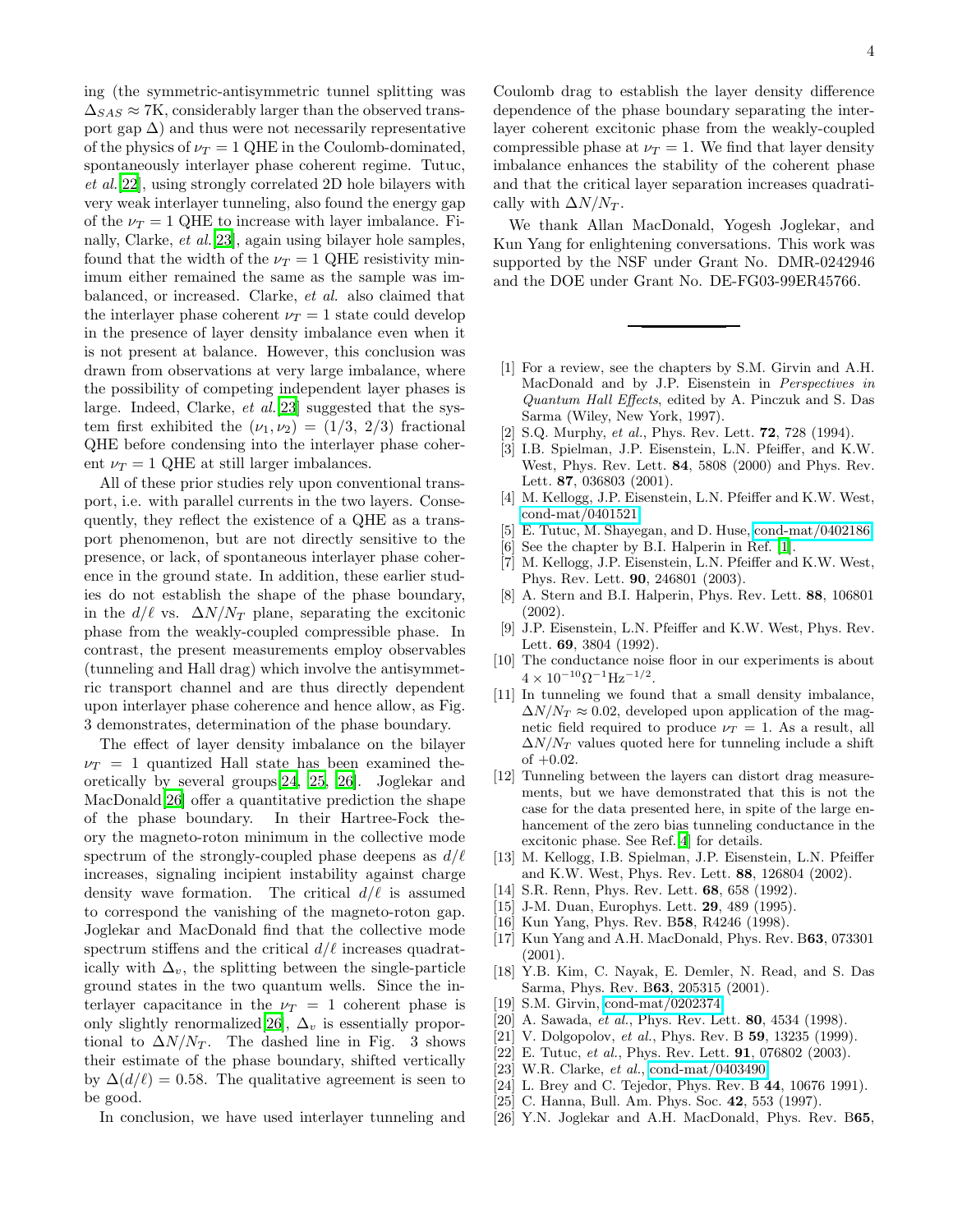ing (the symmetric-antisymmetric tunnel splitting was $\Delta_{SAS} \approx 7$K, considerably larger than the observed transport gap $\Delta$) and thus were not necessarily representative of the physics of $\nu_T = 1$ QHE in the Coulomb-dominated, spontaneously interlayer phase coherent regime. Tutuc, *et al.*[22], using strongly correlated 2D hole bilayers with very weak interlayer tunneling, also found the energy gap of the $\nu_T = 1$ QHE to increase with layer imbalance. Finally, Clarke, *et al.*[23], again using bilayer hole samples, found that the width of the $\nu_T = 1$ QHE resistivity minimum either remained the same as the sample was imbalanced, or increased. Clarke, *et al.* also claimed that the interlayer phase coherent $\nu_T = 1$ state could develop in the presence of layer density imbalance even when it is not present at balance. However, this conclusion was drawn from observations at very large imbalance, where the possibility of competing independent layer phases is large. Indeed, Clarke, *et al.*[23] suggested that the system first exhibited the $(\nu_1, \nu_2) = (1/3,\, 2/3)$ fractional QHE before condensing into the interlayer phase coherent $\nu_T = 1$ QHE at still larger imbalances.

All of these prior studies rely upon conventional transport, i.e. with parallel currents in the two layers. Consequently, they reflect the existence of a QHE as a transport phenomenon, but are not directly sensitive to the presence, or lack, of spontaneous interlayer phase coherence in the ground state. In addition, these earlier studies do not establish the shape of the phase boundary, in the $d/\ell$ vs. $\Delta N/N_T$ plane, separating the excitonic phase from the weakly-coupled compressible phase. In contrast, the present measurements employ observables (tunneling and Hall drag) which involve the antisymmetric transport channel and are thus directly dependent upon interlayer phase coherence and hence allow, as Fig. 3 demonstrates, determination of the phase boundary.

The effect of layer density imbalance on the bilayer $\nu_T = 1$ quantized Hall state has been examined theoretically by several groups[24, 25, 26]. Joglekar and MacDonald[26] offer a quantitative prediction the shape of the phase boundary. In their Hartree-Fock theory the magneto-roton minimum in the collective mode spectrum of the strongly-coupled phase deepens as $d/\ell$ increases, signaling incipient instability against charge density wave formation. The critical $d/\ell$ is assumed to correspond the vanishing of the magneto-roton gap. Joglekar and MacDonald find that the collective mode spectrum stiffens and the critical $d/\ell$ increases quadratically with $\Delta_v$, the splitting between the single-particle ground states in the two quantum wells. Since the interlayer capacitance in the $\nu_T = 1$ coherent phase is only slightly renormalized[26], $\Delta_v$ is essentially proportional to $\Delta N/N_T$. The dashed line in Fig. 3 shows their estimate of the phase boundary, shifted vertically by $\Delta(d/\ell) = 0.58$. The qualitative agreement is seen to be good.

In conclusion, we have used interlayer tunneling and Coulomb drag to establish the layer density difference dependence of the phase boundary separating the interlayer coherent excitonic phase from the weakly-coupled compressible phase at $\nu_T = 1$. We find that layer density imbalance enhances the stability of the coherent phase and that the critical layer separation increases quadratically with $\Delta N/N_T$.

We thank Allan MacDonald, Yogesh Joglekar, and Kun Yang for enlightening conversations. This work was supported by the NSF under Grant No. DMR-0242946 and the DOE under Grant No. DE-FG03-99ER45766.

---

[1] For a review, see the chapters by S.M. Girvin and A.H. MacDonald and by J.P. Eisenstein in *Perspectives in Quantum Hall Effects*, edited by A. Pinczuk and S. Das Sarma (Wiley, New York, 1997).

[2] S.Q. Murphy, *et al.*, Phys. Rev. Lett. **72**, 728 (1994).

[3] I.B. Spielman, J.P. Eisenstein, L.N. Pfeiffer, and K.W. West, Phys. Rev. Lett. **84**, 5808 (2000) and Phys. Rev. Lett. **87**, 036803 (2001).

[4] M. Kellogg, J.P. Eisenstein, L.N. Pfeiffer and K.W. West, cond-mat/0401521.

[5] E. Tutuc, M. Shayegan, and D. Huse, cond-mat/0402186.

[6] See the chapter by B.I. Halperin in Ref. [1].

[7] M. Kellogg, J.P. Eisenstein, L.N. Pfeiffer and K.W. West, Phys. Rev. Lett. **90**, 246801 (2003).

[8] A. Stern and B.I. Halperin, Phys. Rev. Lett. **88**, 106801 (2002).

[9] J.P. Eisenstein, L.N. Pfeiffer and K.W. West, Phys. Rev. Lett. **69**, 3804 (1992).

[10] The conductance noise floor in our experiments is about $4 \times 10^{-10}\Omega^{-1}\text{Hz}^{-1/2}$.

[11] In tunneling we found that a small density imbalance, $\Delta N/N_T \approx 0.02$, developed upon application of the magnetic field required to produce $\nu_T = 1$. As a result, all $\Delta N/N_T$ values quoted here for tunneling include a shift of $+0.02$.

[12] Tunneling between the layers can distort drag measurements, but we have demonstrated that this is not the case for the data presented here, in spite of the large enhancement of the zero bias tunneling conductance in the excitonic phase. See Ref.[4] for details.

[13] M. Kellogg, I.B. Spielman, J.P. Eisenstein, L.N. Pfeiffer and K.W. West, Phys. Rev. Lett. **88**, 126804 (2002).

[14] S.R. Renn, Phys. Rev. Lett. **68**, 658 (1992).

[15] J-M. Duan, Europhys. Lett. **29**, 489 (1995).

[16] Kun Yang, Phys. Rev. B**58**, R4246 (1998).

[17] Kun Yang and A.H. MacDonald, Phys. Rev. B**63**, 073301 (2001).

[18] Y.B. Kim, C. Nayak, E. Demler, N. Read, and S. Das Sarma, Phys. Rev. B**63**, 205315 (2001).

[19] S.M. Girvin, cond-mat/0202374.

[20] A. Sawada, *et al.*, Phys. Rev. Lett. **80**, 4534 (1998).

[21] V. Dolgopolov, *et al.*, Phys. Rev. B **59**, 13235 (1999).

[22] E. Tutuc, *et al.*, Phys. Rev. Lett. **91**, 076802 (2003).

[23] W.R. Clarke, *et al.*, cond-mat/0403490.

[24] L. Brey and C. Tejedor, Phys. Rev. B **44**, 10676 1991).

[25] C. Hanna, Bull. Am. Phys. Soc. **42**, 553 (1997).

[26] Y.N. Joglekar and A.H. MacDonald, Phys. Rev. B**65**,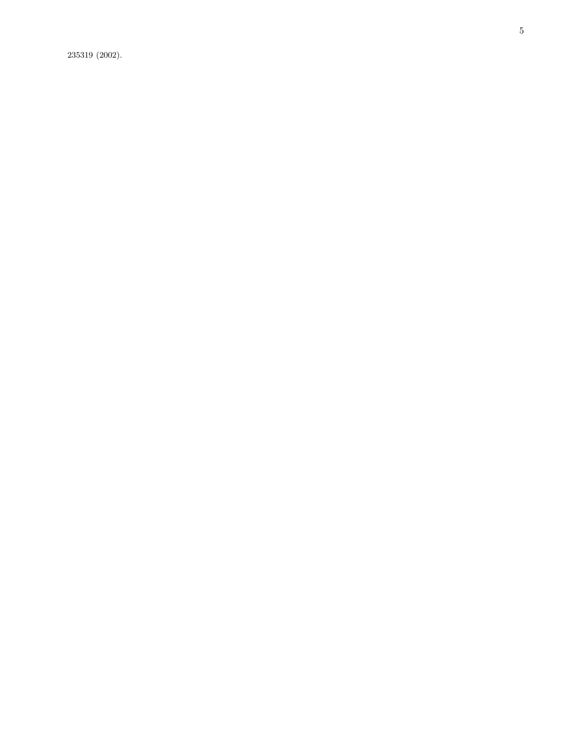235319 (2002).